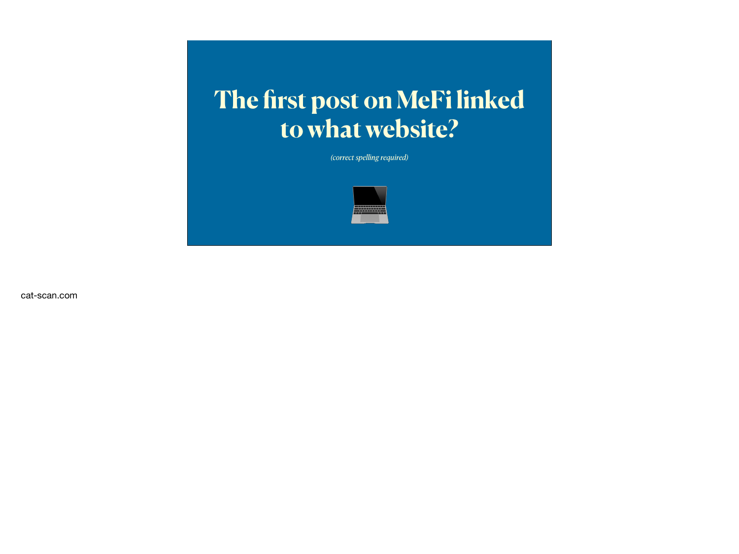# The first post on MeFi linked to what website?

*(correct spelling required)*

cat-scan.com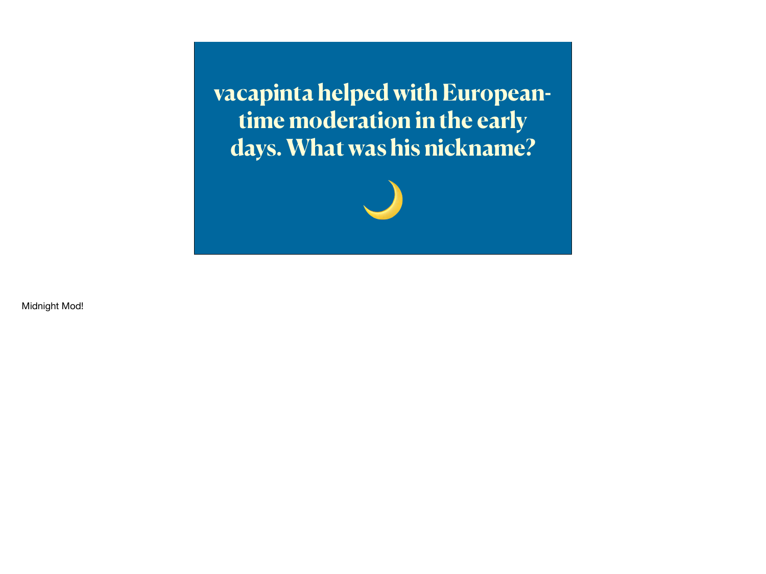# vacapinta helped with European-time moderation in the early days. What was his nickname?

🌙

Midnight Mod!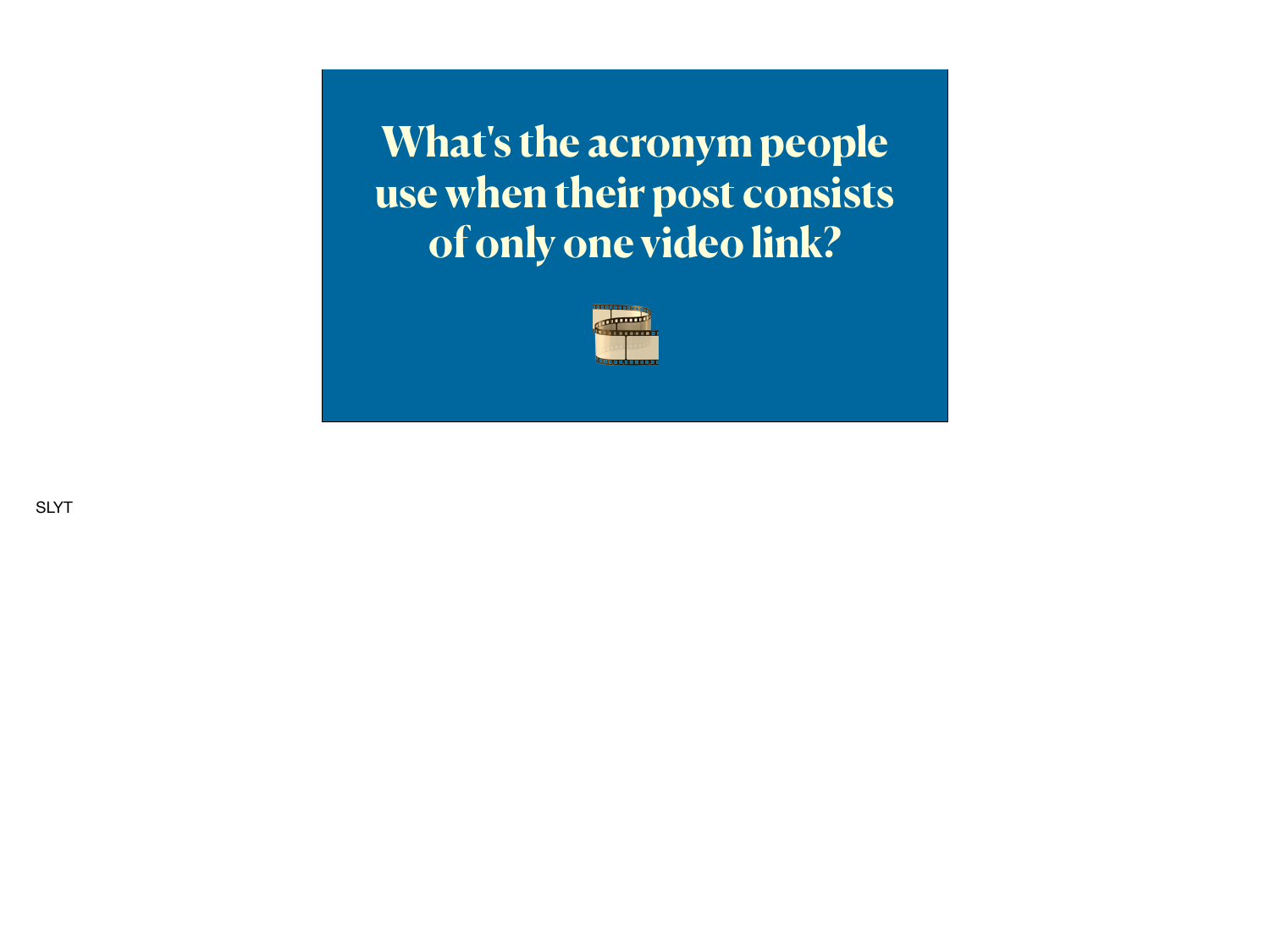# What's the acronym people use when their post consists of only one video link?

SLYT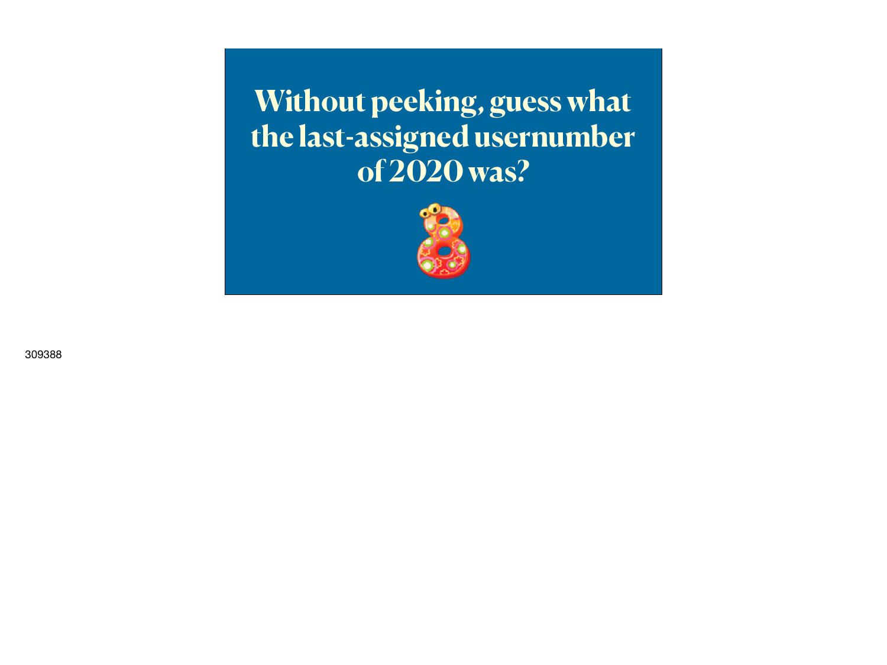# Without peeking, guess what the last-assigned usernumber of 2020 was?

309388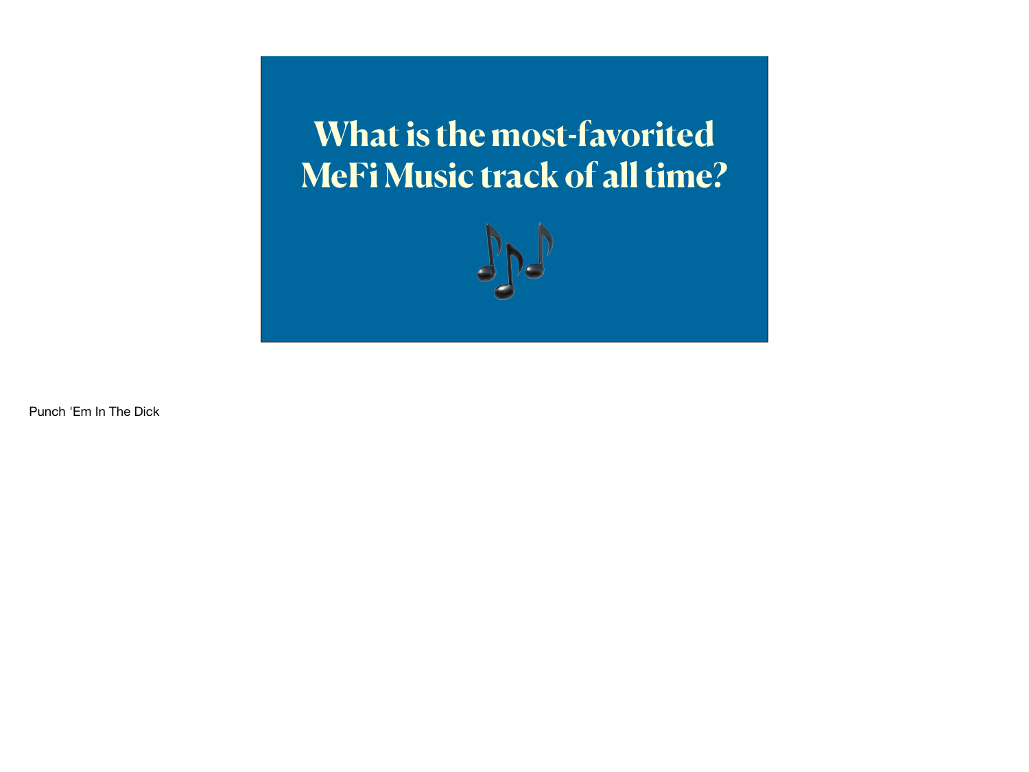# What is the most-favorited MeFi Music track of all time?

🎶

Punch 'Em In The Dick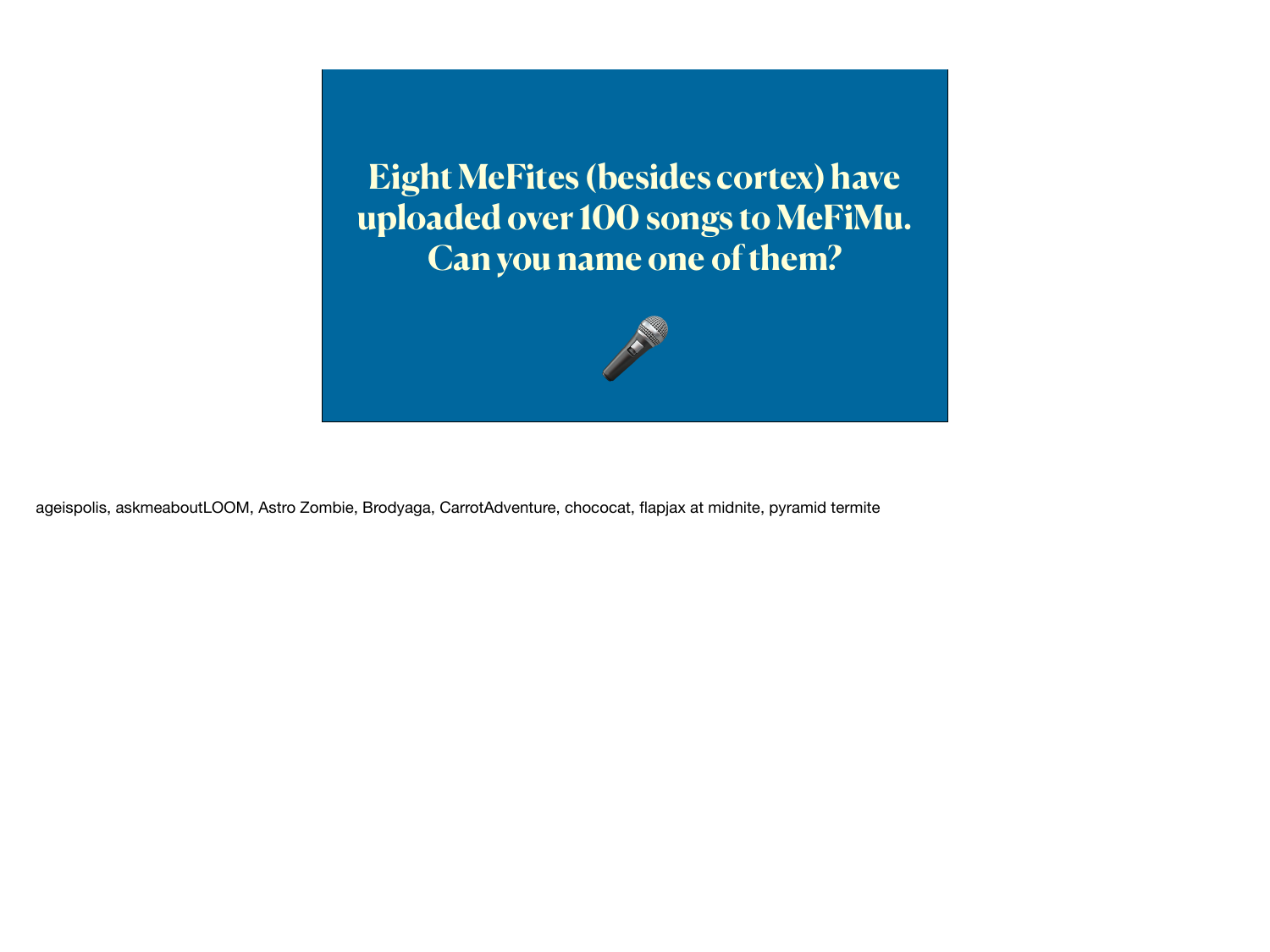# Eight MeFites (besides cortex) have uploaded over 100 songs to MeFiMu. Can you name one of them?

🎤

ageispolis, askmeaboutLOOM, Astro Zombie, Brodyaga, CarrotAdventure, chococat, flapjax at midnite, pyramid termite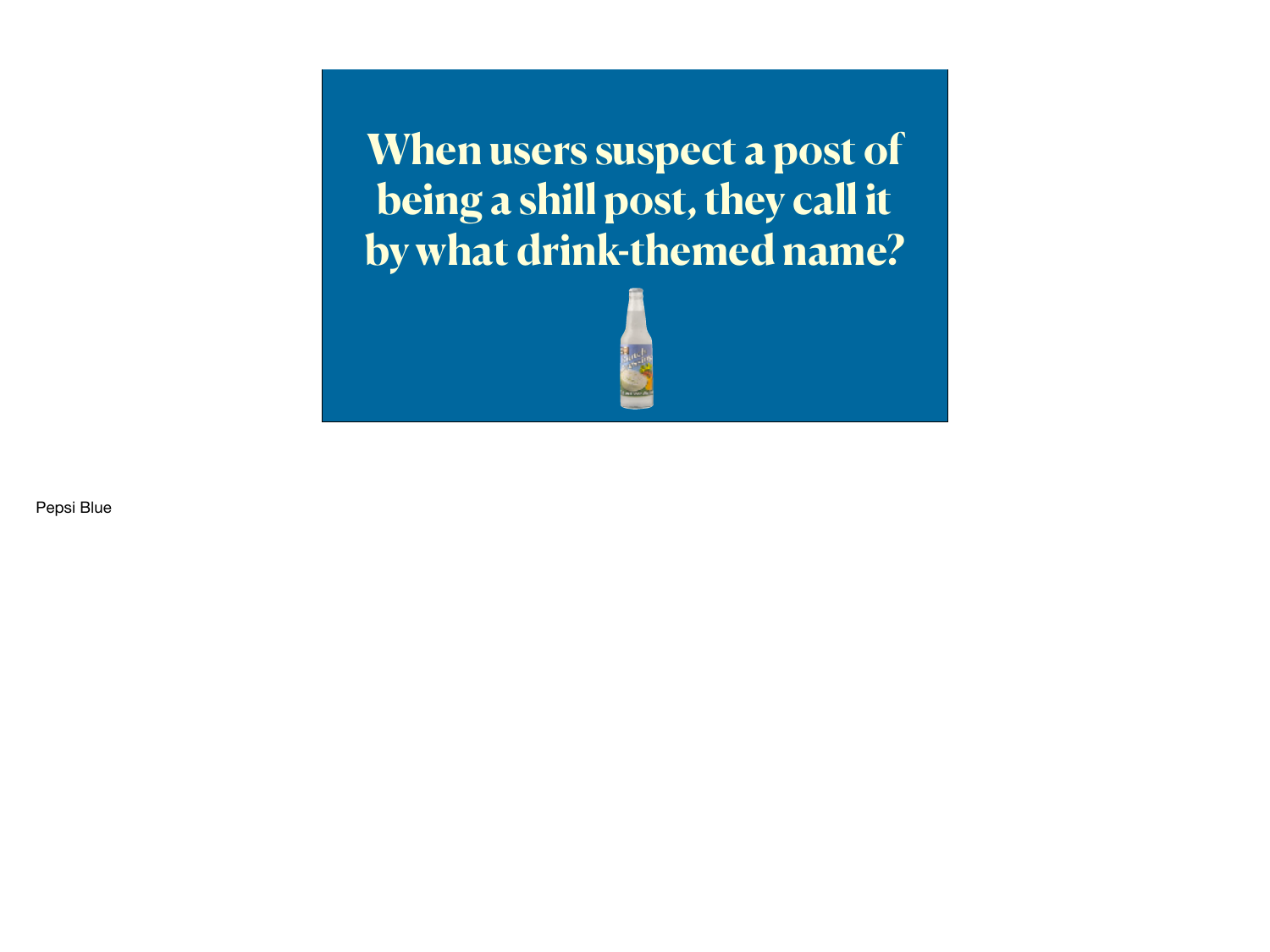**When users suspect a post of being a shill post, they call it by what drink-themed name?**

Pepsi Blue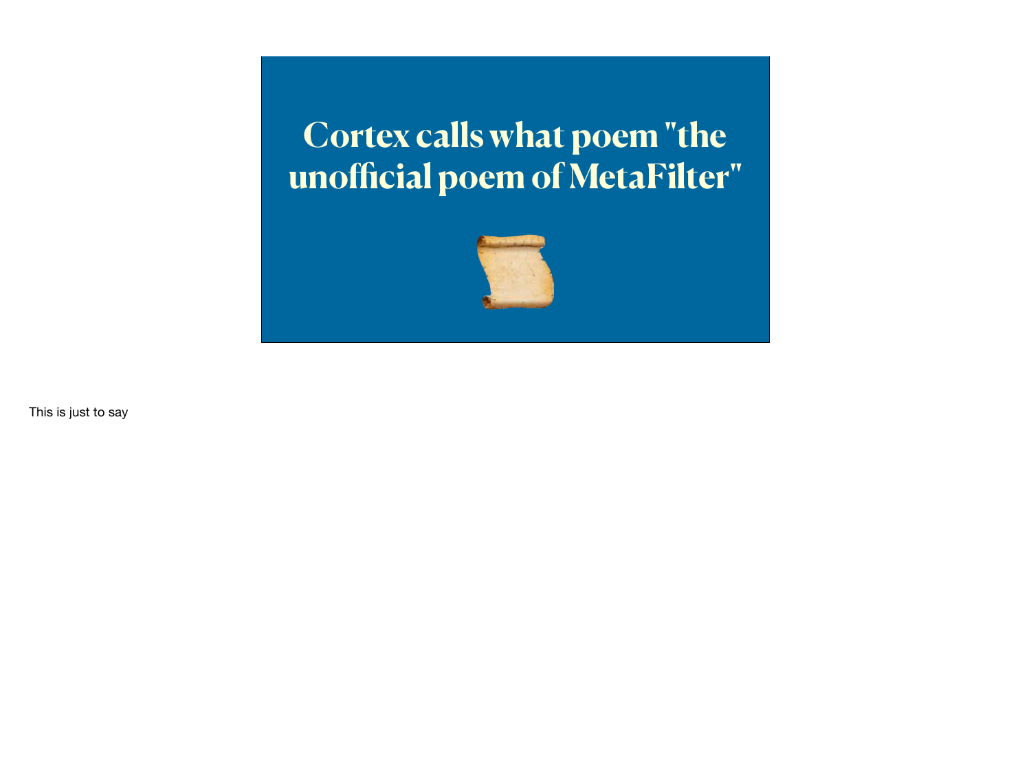# Cortex calls what poem "the unofficial poem of MetaFilter"

📜

This is just to say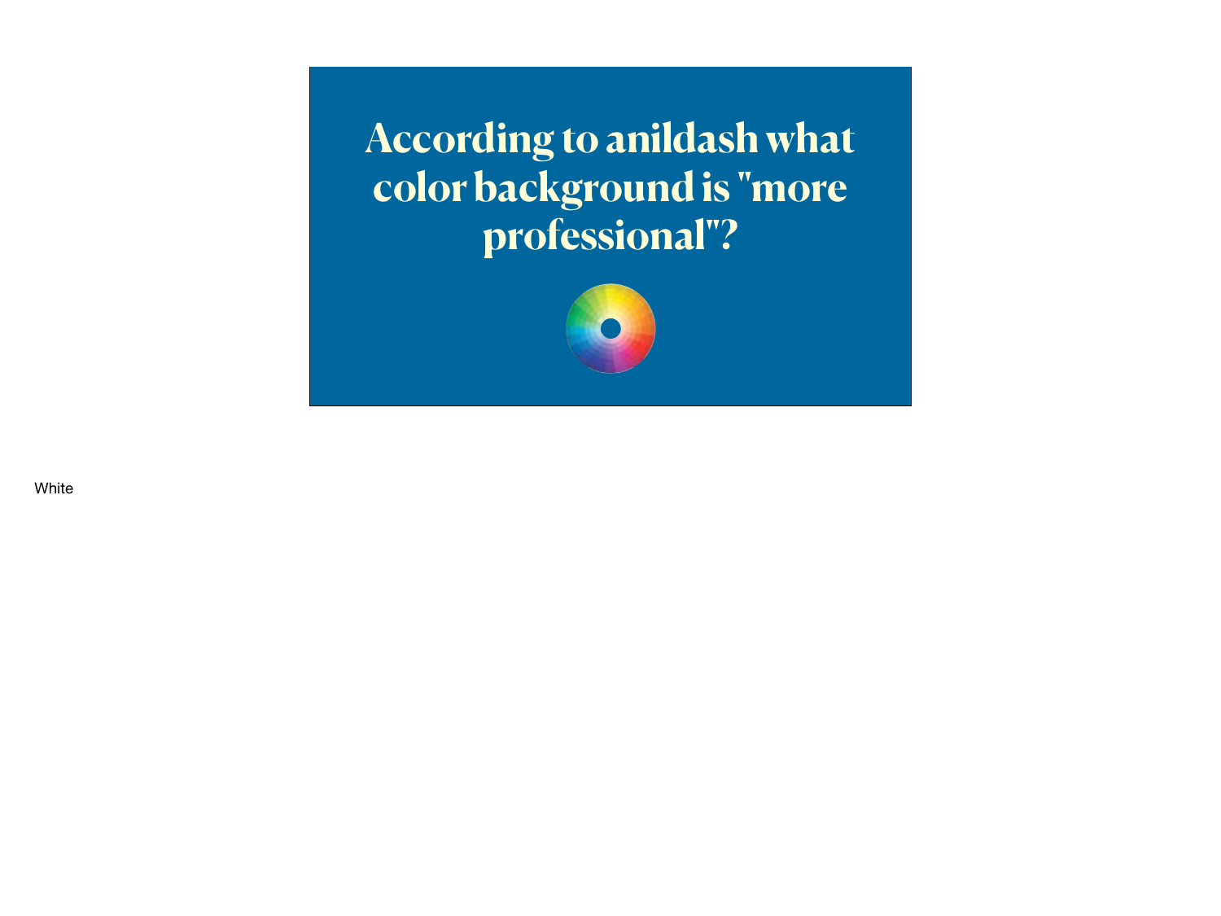# According to anildash what color background is "more professional"?

White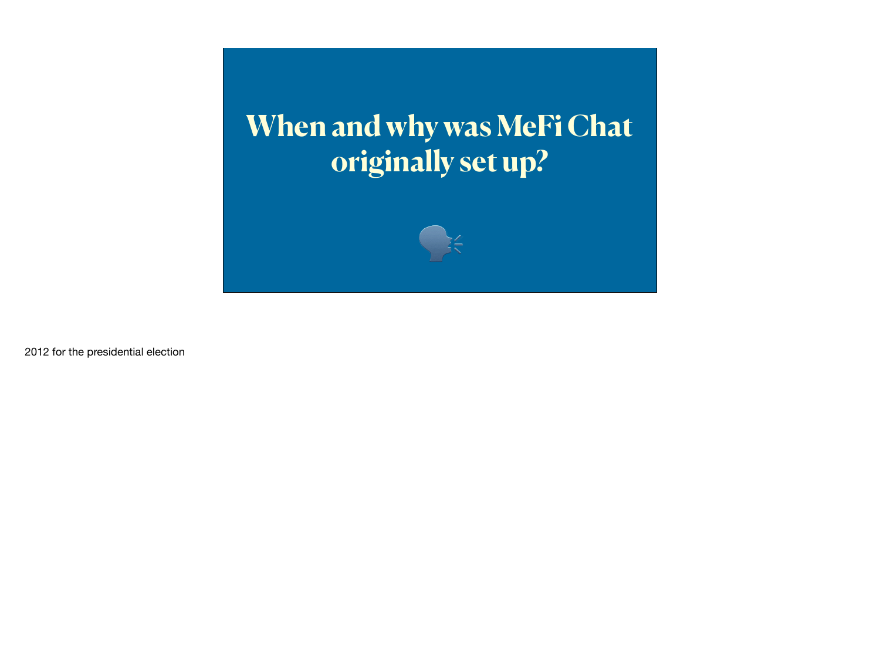# When and why was MeFi Chat originally set up?

🗣

2012 for the presidential election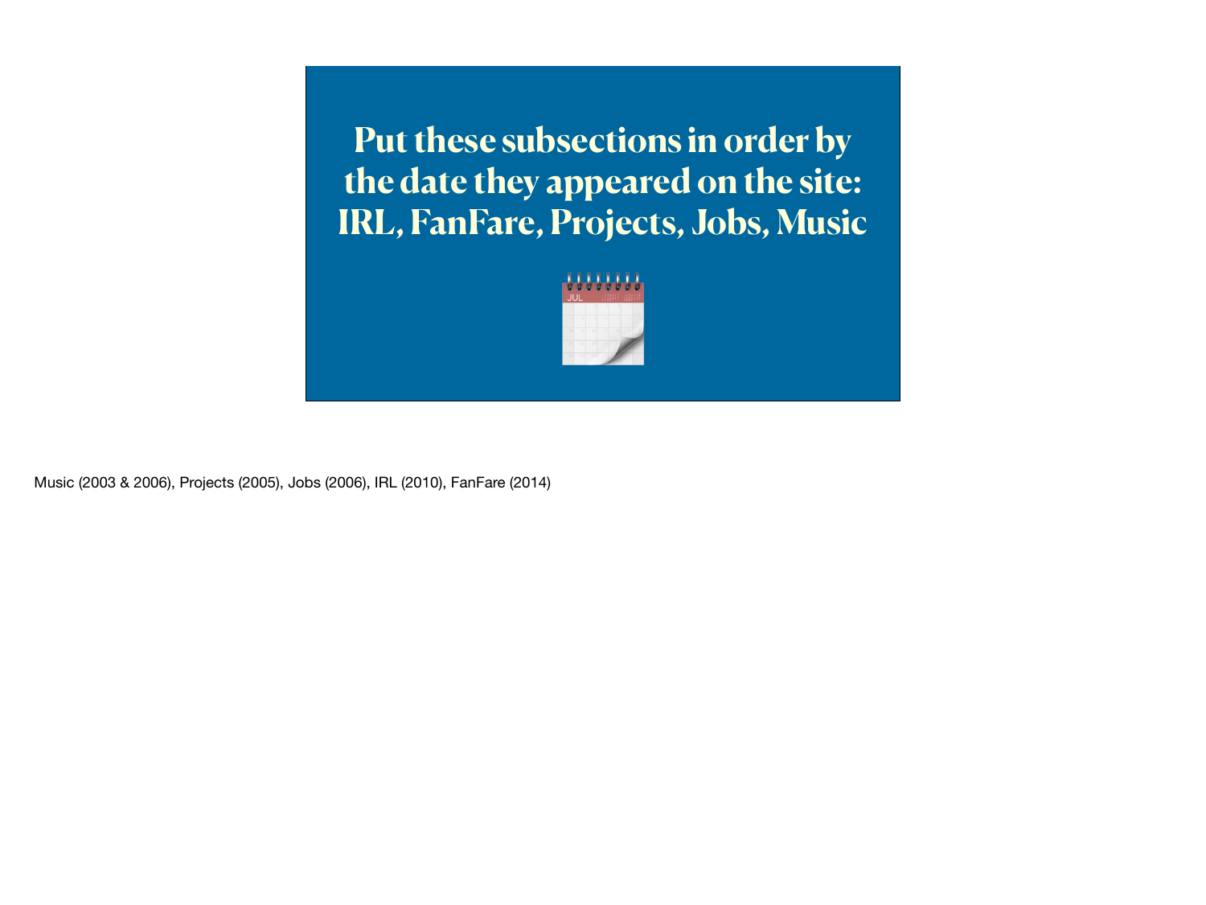# Put these subsections in order by the date they appeared on the site: IRL, FanFare, Projects, Jobs, Music

Music (2003 & 2006), Projects (2005), Jobs (2006), IRL (2010), FanFare (2014)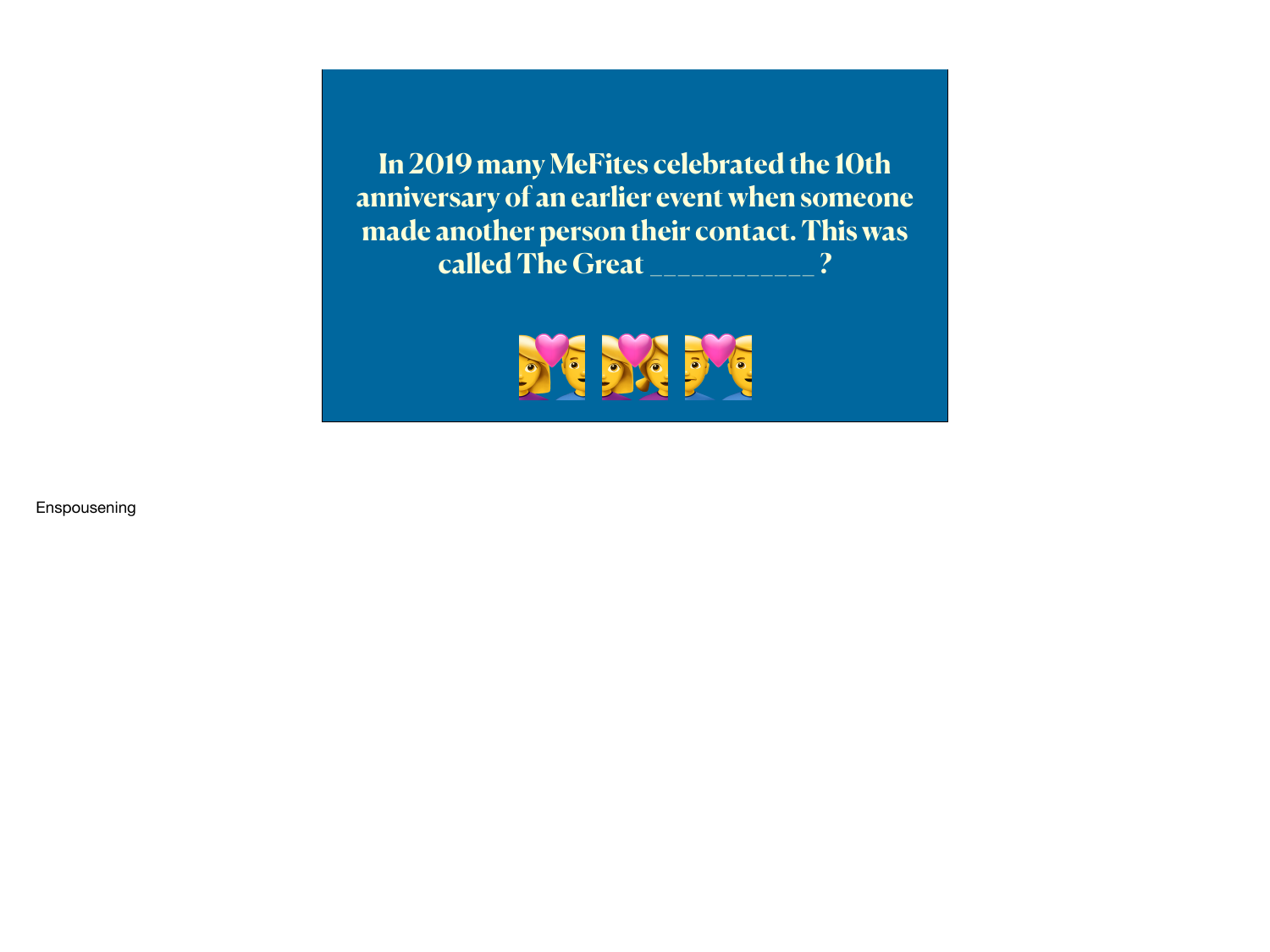In 2019 many MeFites celebrated the 10th anniversary of an earlier event when someone made another person their contact. This was called The Great ___________ ?

💑 👩‍❤️‍👩 👨‍❤️‍👨

Enspousening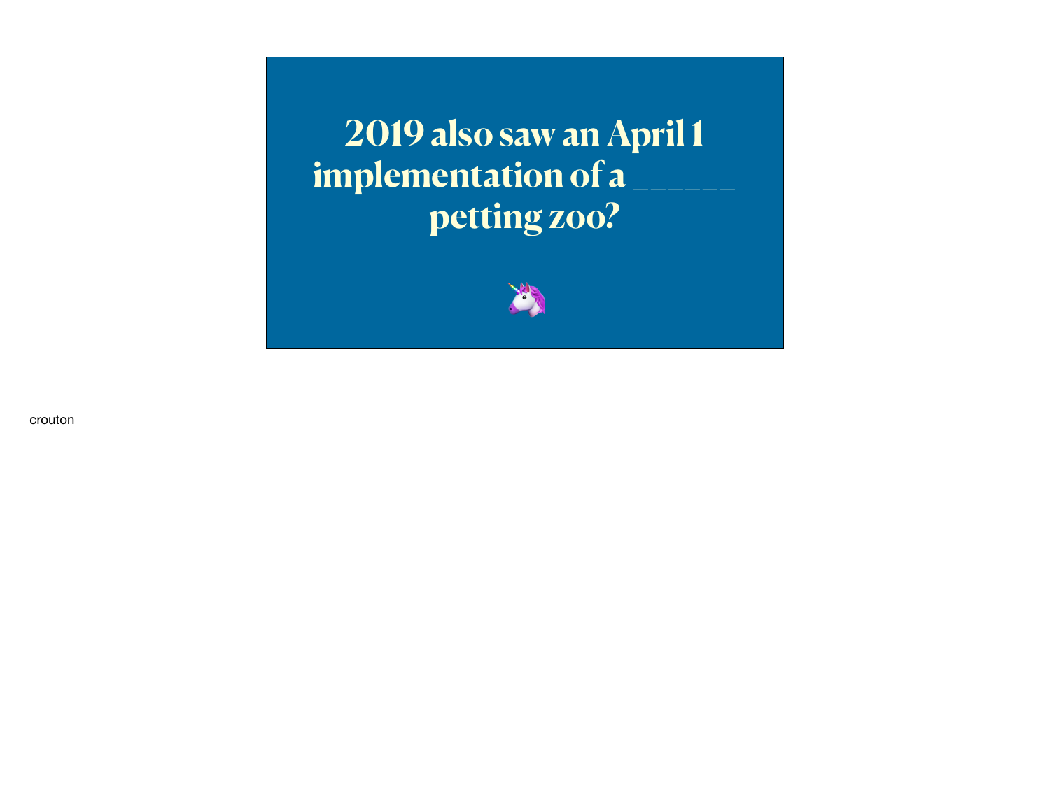# 2019 also saw an April 1 implementation of a ______ petting zoo?

🦄

crouton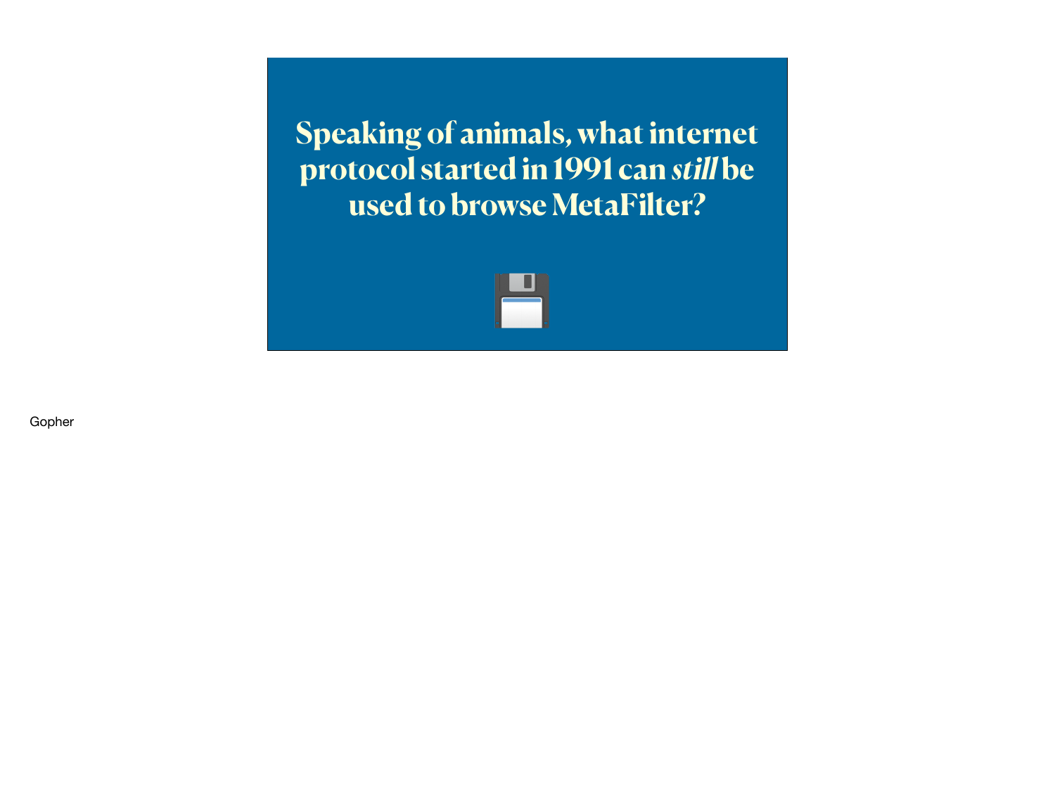**Speaking of animals, what internet protocol started in 1991 can *still* be used to browse MetaFilter?**

💾

Gopher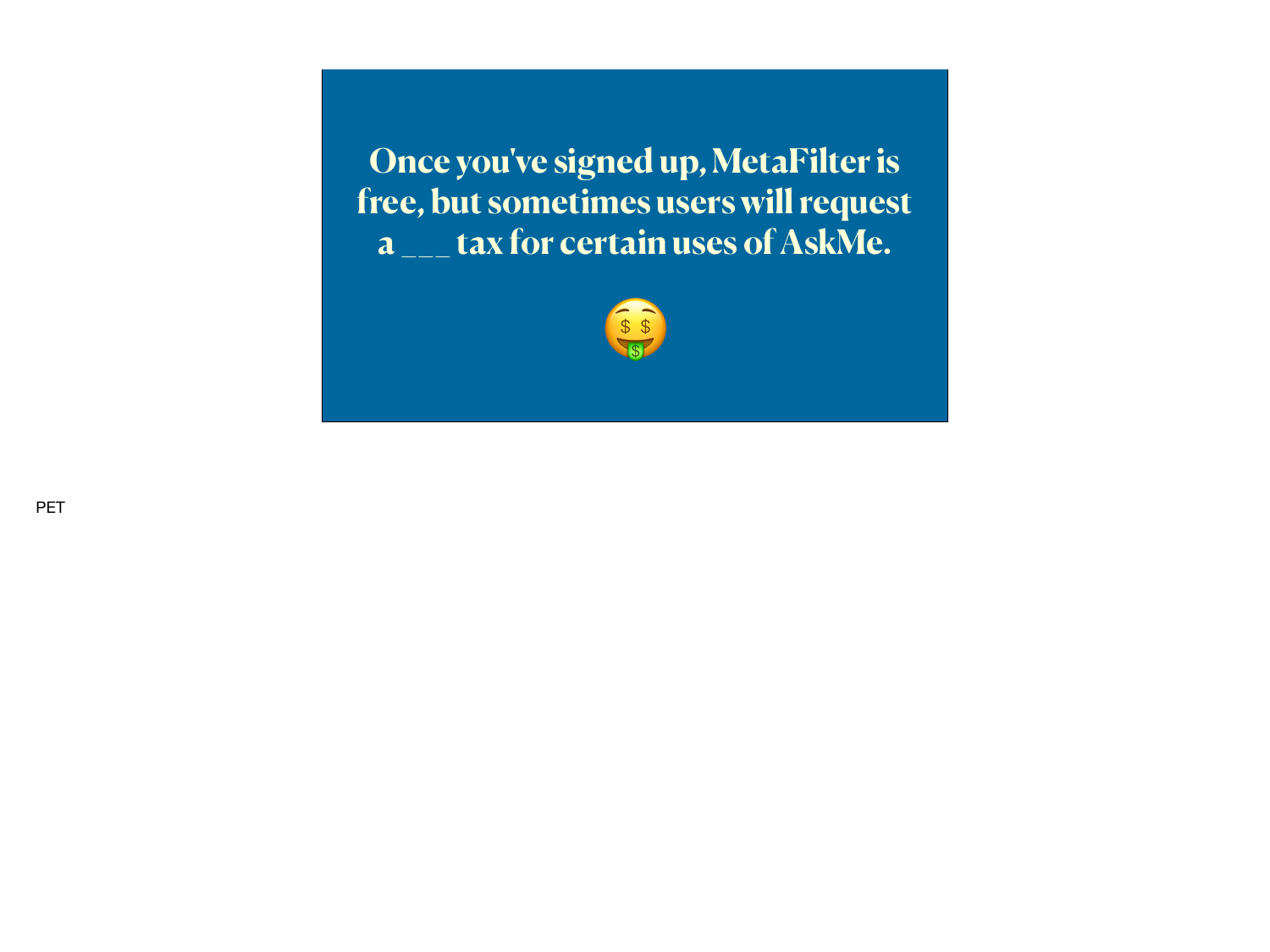Once you've signed up, MetaFilter is free, but sometimes users will request a ___ tax for certain uses of AskMe.

🤑

PET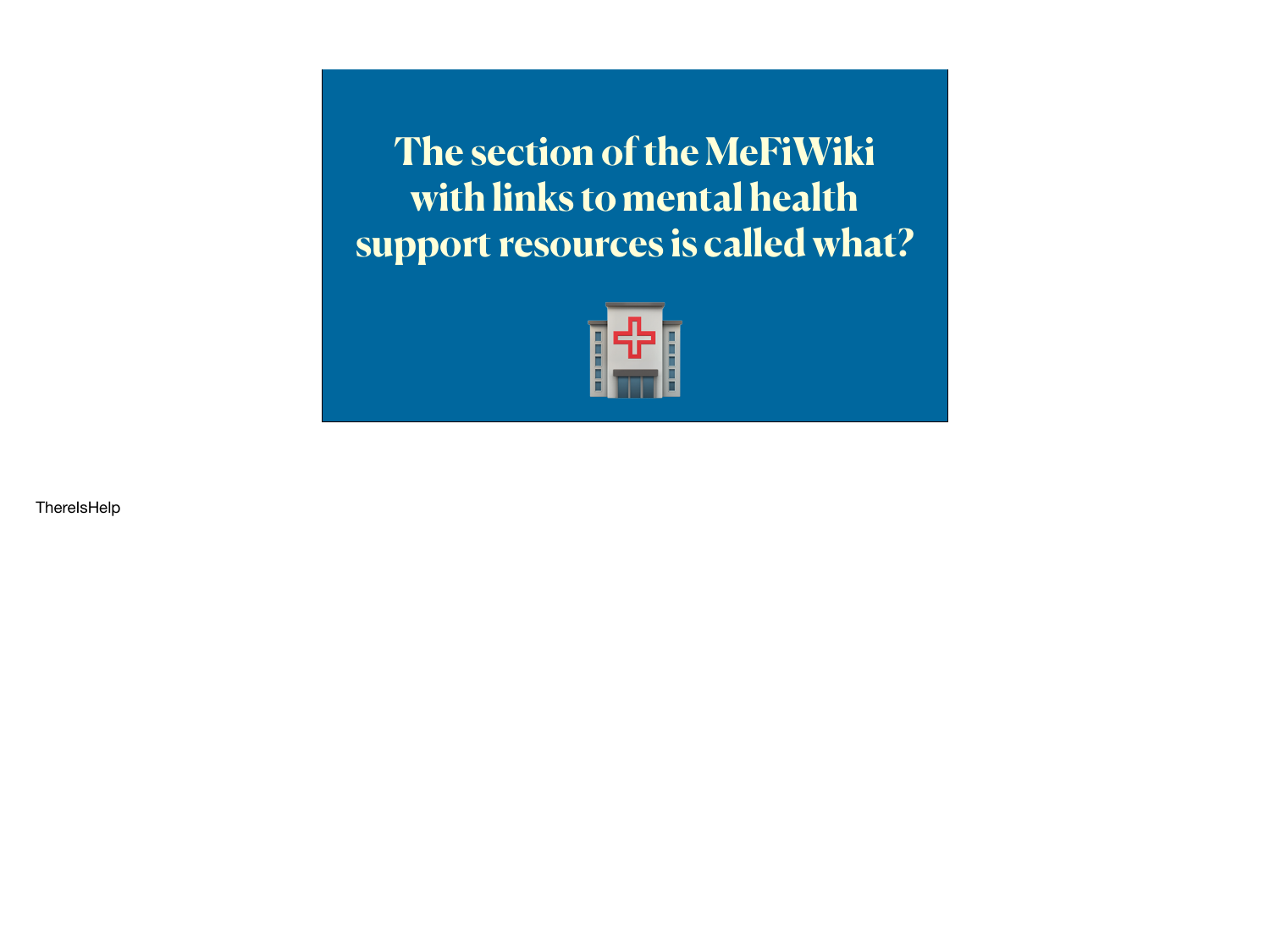# The section of the MeFiWiki with links to mental health support resources is called what?

🏥

ThereIsHelp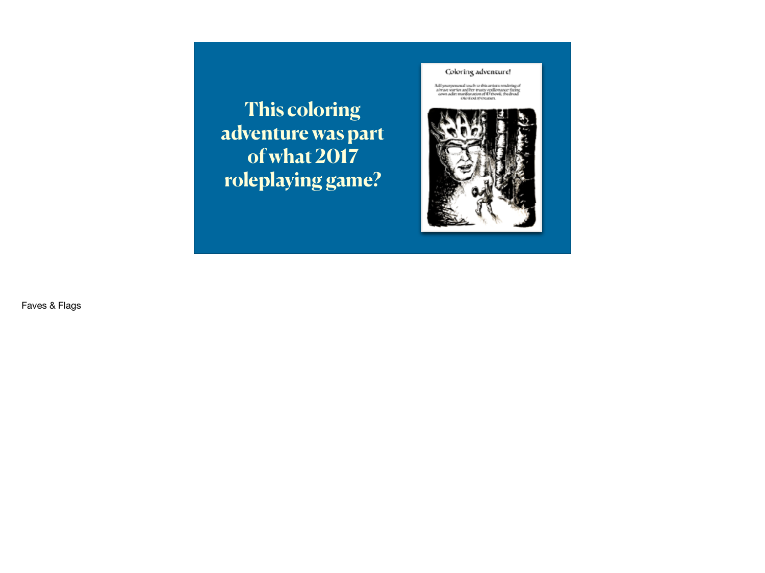This coloring adventure was part of what 2017 roleplaying game?

Faves & Flags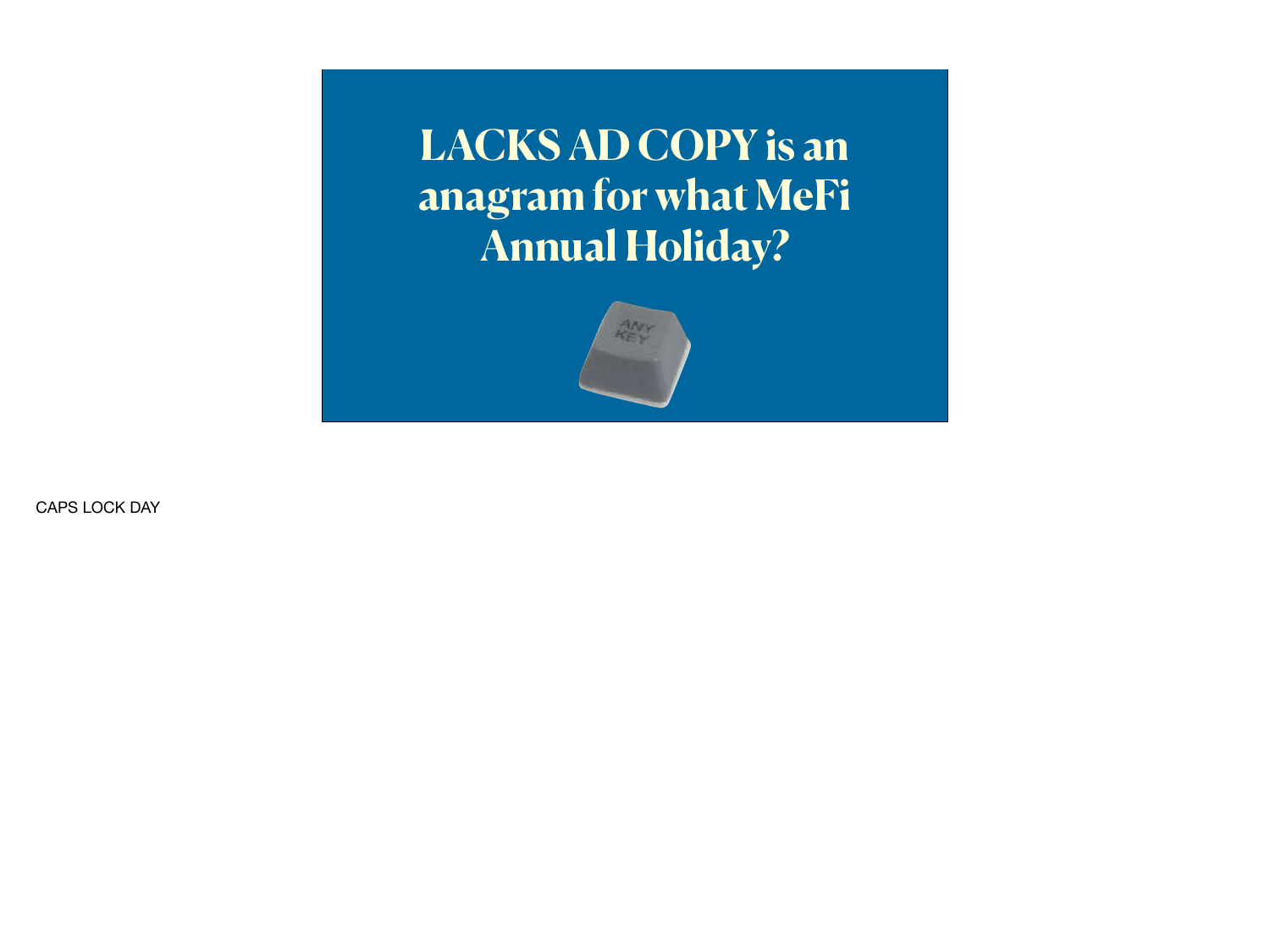# LACKS AD COPY is an anagram for what MeFi Annual Holiday?

CAPS LOCK DAY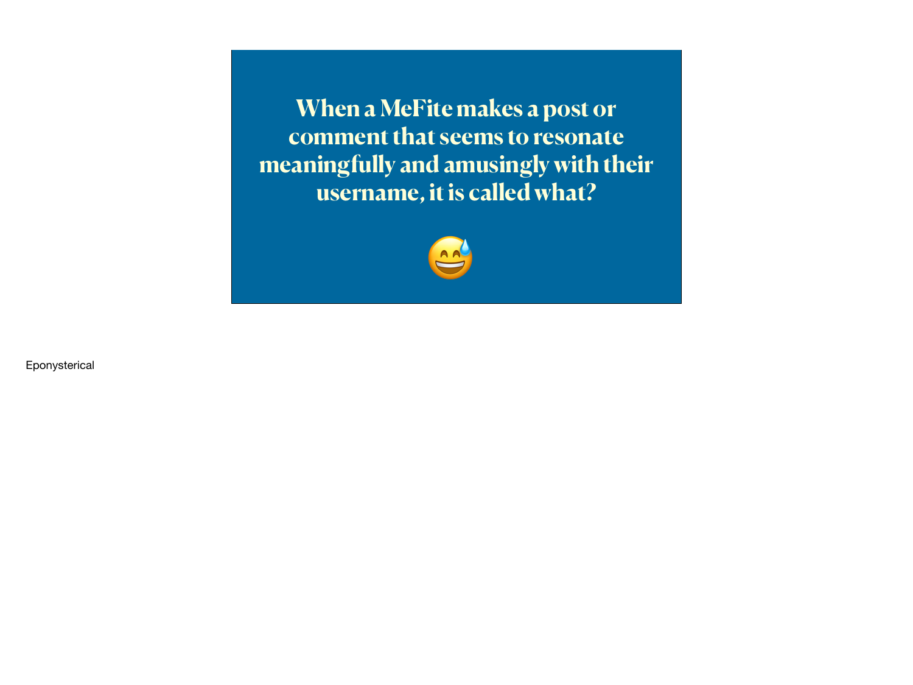**When a MeFite makes a post or comment that seems to resonate meaningfully and amusingly with their username, it is called what?**

😅

Eponysterical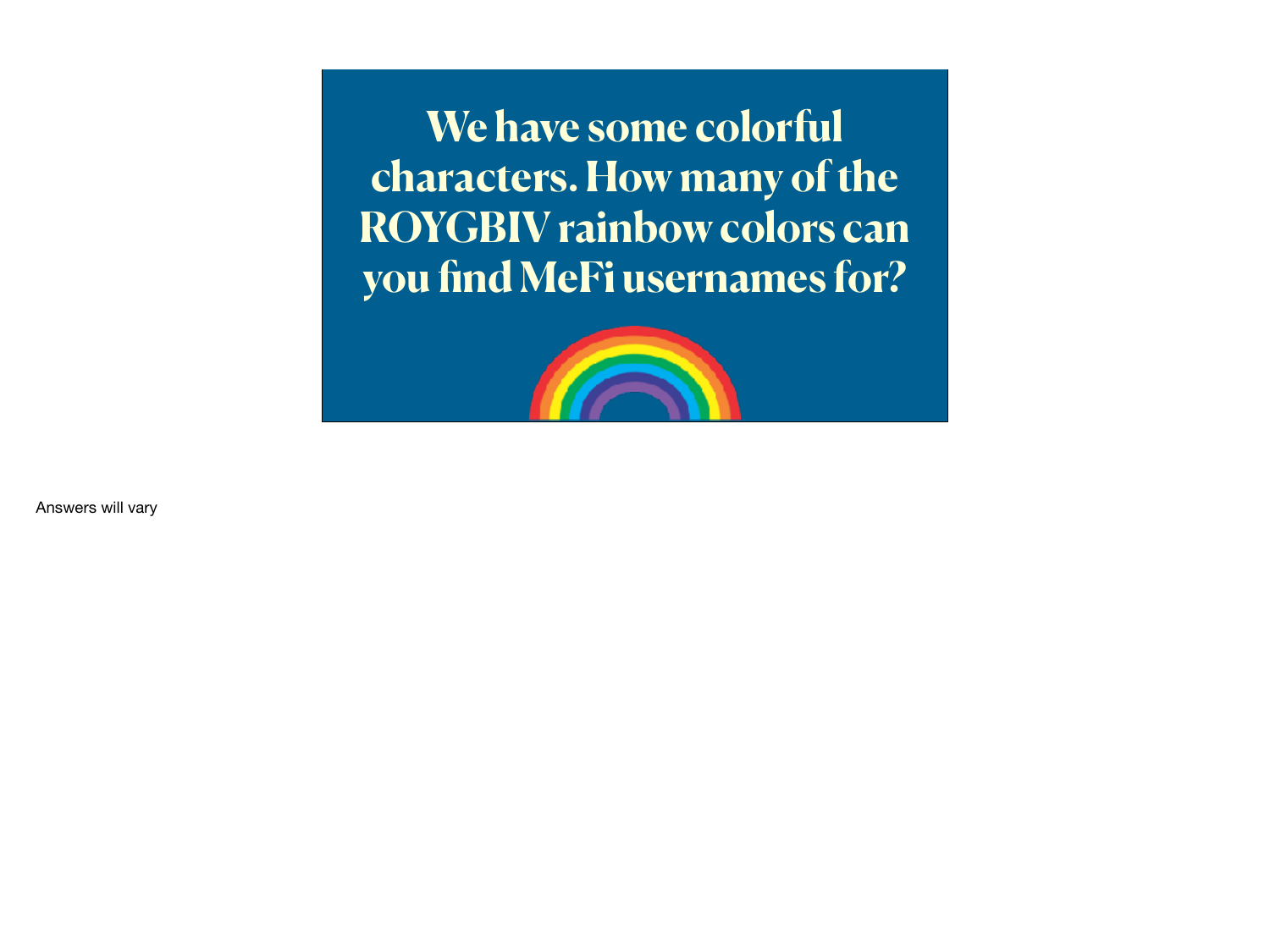# We have some colorful characters. How many of the ROYGBIV rainbow colors can you find MeFi usernames for?

Answers will vary